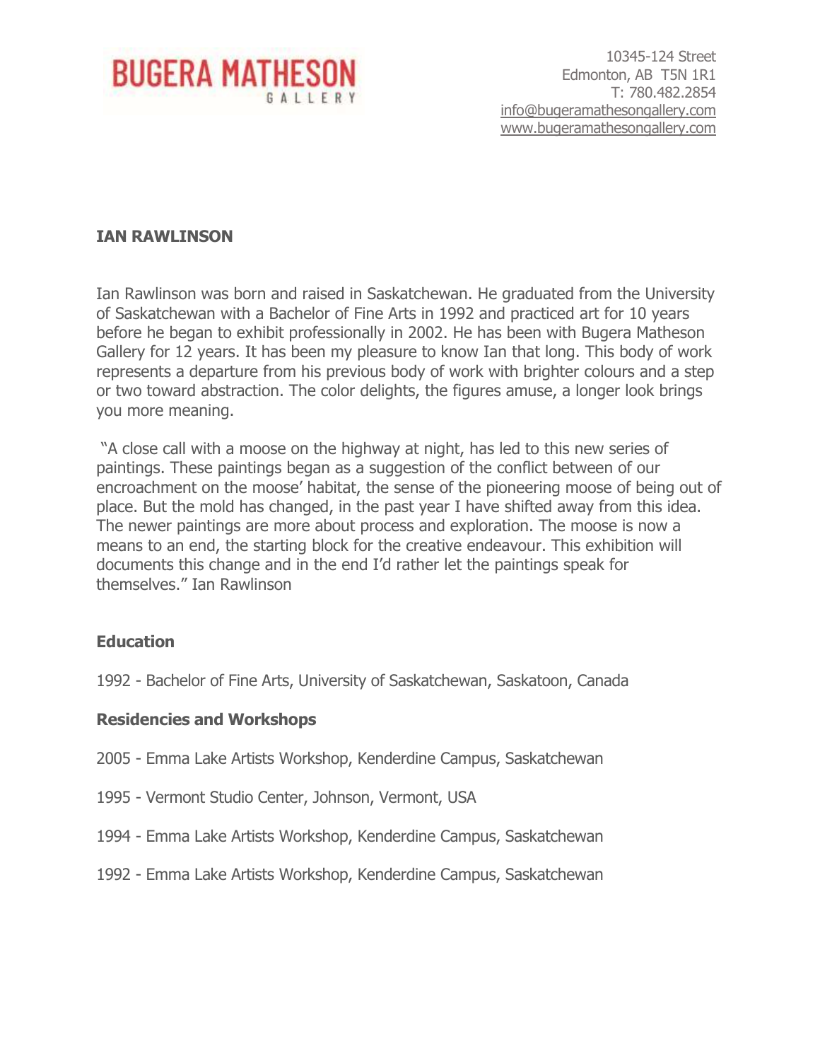BUGERA MATHESON GALLERY

10345-124 Street
Edmonton, AB T5N 1R1
T: 780.482.2854
info@bugeramathesongallery.com
www.bugeramathesongallery.com

**IAN RAWLINSON**

Ian Rawlinson was born and raised in Saskatchewan. He graduated from the University of Saskatchewan with a Bachelor of Fine Arts in 1992 and practiced art for 10 years before he began to exhibit professionally in 2002. He has been with Bugera Matheson Gallery for 12 years. It has been my pleasure to know Ian that long. This body of work represents a departure from his previous body of work with brighter colours and a step or two toward abstraction. The color delights, the figures amuse, a longer look brings you more meaning.

"A close call with a moose on the highway at night, has led to this new series of paintings. These paintings began as a suggestion of the conflict between of our encroachment on the moose' habitat, the sense of the pioneering moose of being out of place. But the mold has changed, in the past year I have shifted away from this idea. The newer paintings are more about process and exploration. The moose is now a means to an end, the starting block for the creative endeavour. This exhibition will documents this change and in the end I'd rather let the paintings speak for themselves." Ian Rawlinson

**Education**

1992 - Bachelor of Fine Arts, University of Saskatchewan, Saskatoon, Canada

**Residencies and Workshops**

2005 - Emma Lake Artists Workshop, Kenderdine Campus, Saskatchewan

1995 - Vermont Studio Center, Johnson, Vermont, USA

1994 - Emma Lake Artists Workshop, Kenderdine Campus, Saskatchewan

1992 - Emma Lake Artists Workshop, Kenderdine Campus, Saskatchewan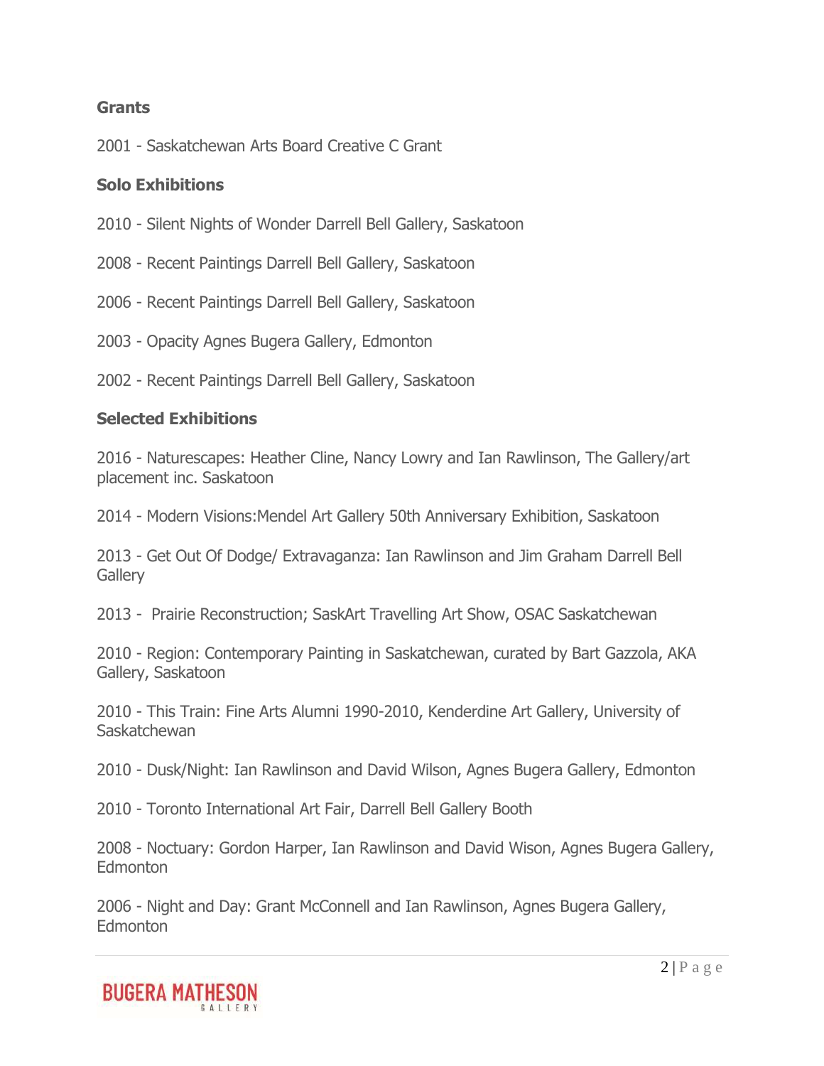**Grants**

2001 - Saskatchewan Arts Board Creative C Grant

**Solo Exhibitions**

2010 - Silent Nights of Wonder Darrell Bell Gallery, Saskatoon

2008 - Recent Paintings Darrell Bell Gallery, Saskatoon

2006 - Recent Paintings Darrell Bell Gallery, Saskatoon

2003 - Opacity Agnes Bugera Gallery, Edmonton

2002 - Recent Paintings Darrell Bell Gallery, Saskatoon

**Selected Exhibitions**

2016 - Naturescapes: Heather Cline, Nancy Lowry and Ian Rawlinson, The Gallery/art placement inc. Saskatoon

2014 - Modern Visions:Mendel Art Gallery 50th Anniversary Exhibition, Saskatoon

2013 - Get Out Of Dodge/ Extravaganza: Ian Rawlinson and Jim Graham Darrell Bell Gallery

2013 - Prairie Reconstruction; SaskArt Travelling Art Show, OSAC Saskatchewan

2010 - Region: Contemporary Painting in Saskatchewan, curated by Bart Gazzola, AKA Gallery, Saskatoon

2010 - This Train: Fine Arts Alumni 1990-2010, Kenderdine Art Gallery, University of Saskatchewan

2010 - Dusk/Night: Ian Rawlinson and David Wilson, Agnes Bugera Gallery, Edmonton

2010 - Toronto International Art Fair, Darrell Bell Gallery Booth

2008 - Noctuary: Gordon Harper, Ian Rawlinson and David Wison, Agnes Bugera Gallery, Edmonton

2006 - Night and Day: Grant McConnell and Ian Rawlinson, Agnes Bugera Gallery, Edmonton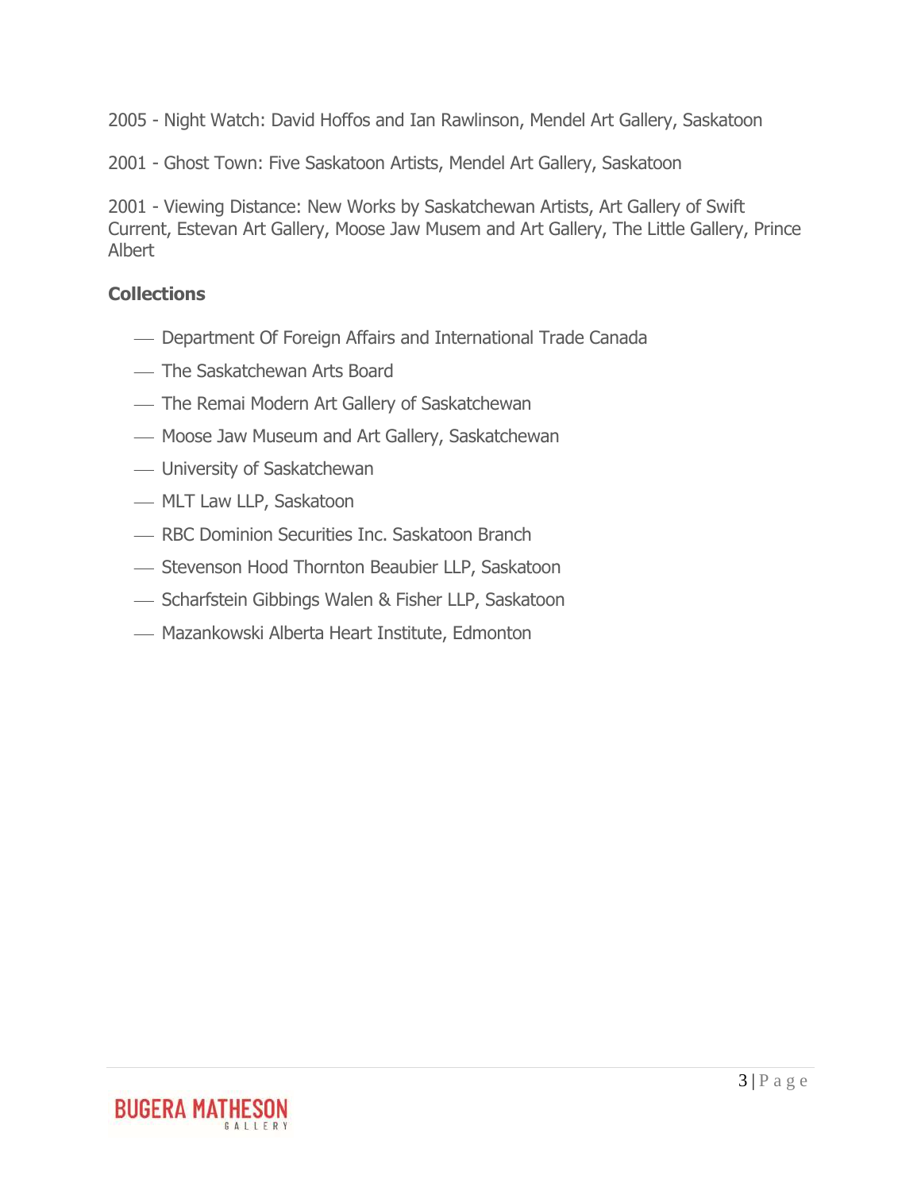2005 - Night Watch: David Hoffos and Ian Rawlinson, Mendel Art Gallery, Saskatoon

2001 - Ghost Town: Five Saskatoon Artists, Mendel Art Gallery, Saskatoon

2001 - Viewing Distance: New Works by Saskatchewan Artists, Art Gallery of Swift Current, Estevan Art Gallery, Moose Jaw Musem and Art Gallery, The Little Gallery, Prince Albert

**Collections**

- Department Of Foreign Affairs and International Trade Canada
- The Saskatchewan Arts Board
- The Remai Modern Art Gallery of Saskatchewan
- Moose Jaw Museum and Art Gallery, Saskatchewan
- University of Saskatchewan
- MLT Law LLP, Saskatoon
- RBC Dominion Securities Inc. Saskatoon Branch
- Stevenson Hood Thornton Beaubier LLP, Saskatoon
- Scharfstein Gibbings Walen & Fisher LLP, Saskatoon
- Mazankowski Alberta Heart Institute, Edmonton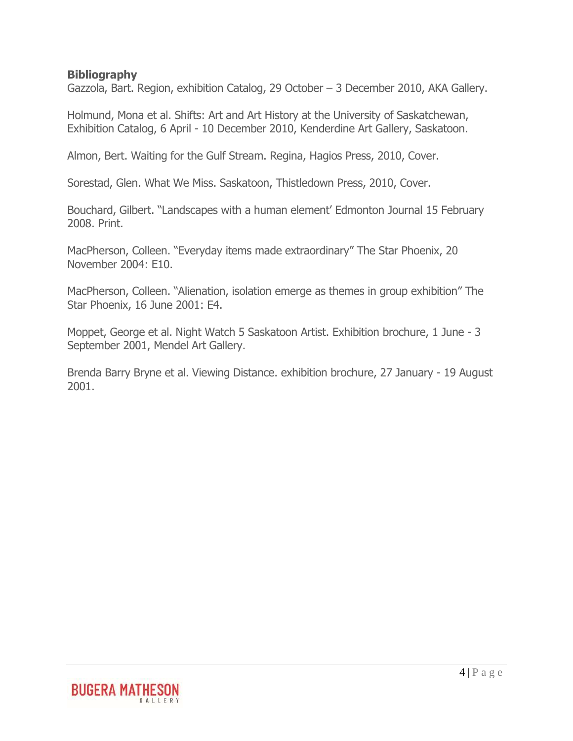**Bibliography**

Gazzola, Bart. Region, exhibition Catalog, 29 October – 3 December 2010, AKA Gallery.

Holmund, Mona et al. Shifts: Art and Art History at the University of Saskatchewan, Exhibition Catalog, 6 April - 10 December 2010, Kenderdine Art Gallery, Saskatoon.

Almon, Bert. Waiting for the Gulf Stream. Regina, Hagios Press, 2010, Cover.

Sorestad, Glen. What We Miss. Saskatoon, Thistledown Press, 2010, Cover.

Bouchard, Gilbert. "Landscapes with a human element' Edmonton Journal 15 February 2008. Print.

MacPherson, Colleen. "Everyday items made extraordinary" The Star Phoenix, 20 November 2004: E10.

MacPherson, Colleen. "Alienation, isolation emerge as themes in group exhibition" The Star Phoenix, 16 June 2001: E4.

Moppet, George et al. Night Watch 5 Saskatoon Artist. Exhibition brochure, 1 June - 3 September 2001, Mendel Art Gallery.

Brenda Barry Bryne et al. Viewing Distance. exhibition brochure, 27 January - 19 August 2001.